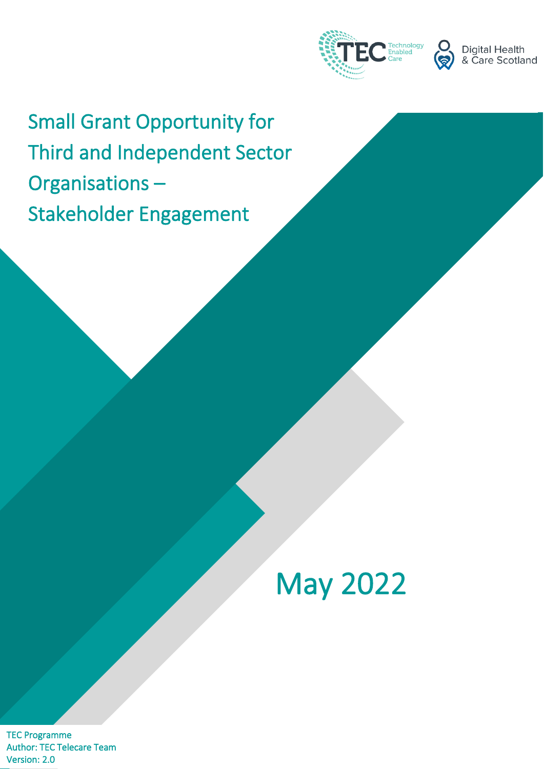# Small Grant Opportunity for Third and Independent Sector Organisations – Stakeholder Engagement

May 2022

TEC Programme
Author: TEC Telecare Team
Version: 2.0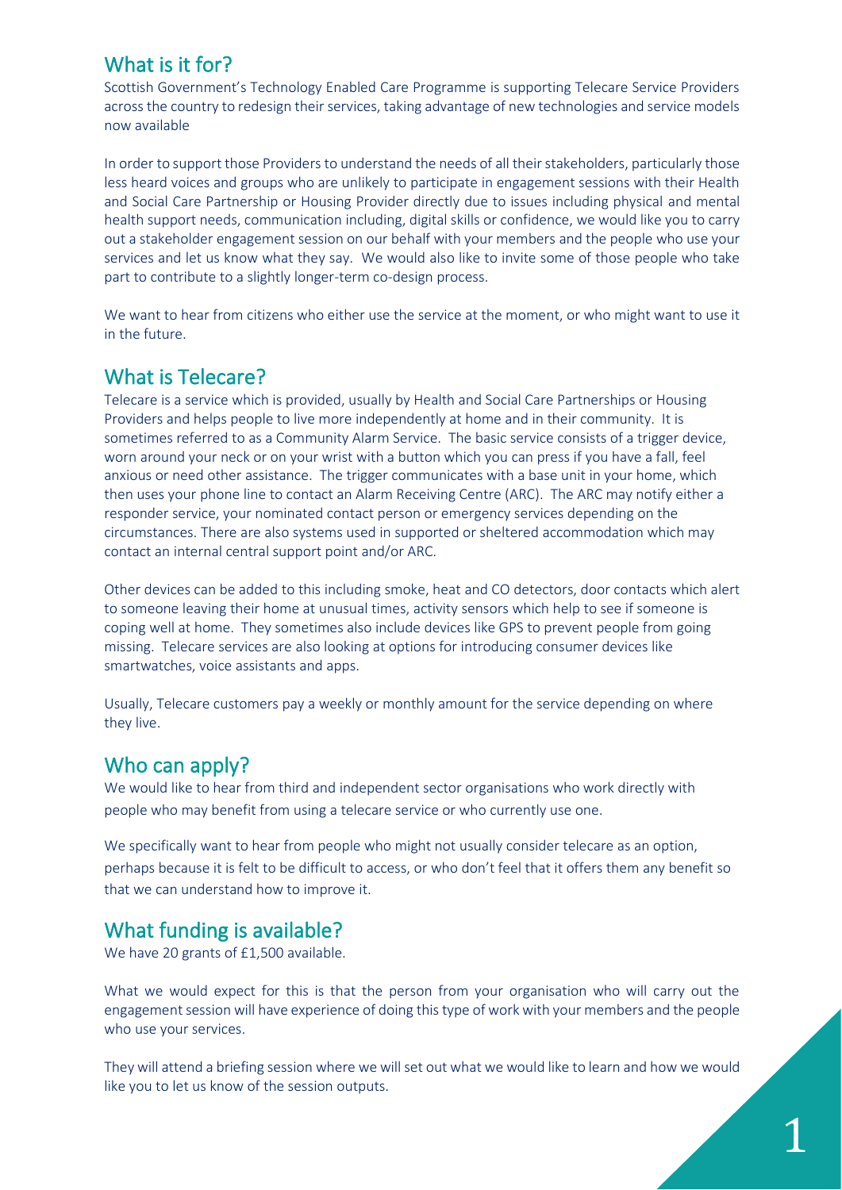## What is it for?

Scottish Government's Technology Enabled Care Programme is supporting Telecare Service Providers across the country to redesign their services, taking advantage of new technologies and service models now available

In order to support those Providers to understand the needs of all their stakeholders, particularly those less heard voices and groups who are unlikely to participate in engagement sessions with their Health and Social Care Partnership or Housing Provider directly due to issues including physical and mental health support needs, communication including, digital skills or confidence, we would like you to carry out a stakeholder engagement session on our behalf with your members and the people who use your services and let us know what they say. We would also like to invite some of those people who take part to contribute to a slightly longer-term co-design process.

We want to hear from citizens who either use the service at the moment, or who might want to use it in the future.

## What is Telecare?

Telecare is a service which is provided, usually by Health and Social Care Partnerships or Housing Providers and helps people to live more independently at home and in their community. It is sometimes referred to as a Community Alarm Service. The basic service consists of a trigger device, worn around your neck or on your wrist with a button which you can press if you have a fall, feel anxious or need other assistance. The trigger communicates with a base unit in your home, which then uses your phone line to contact an Alarm Receiving Centre (ARC). The ARC may notify either a responder service, your nominated contact person or emergency services depending on the circumstances. There are also systems used in supported or sheltered accommodation which may contact an internal central support point and/or ARC.

Other devices can be added to this including smoke, heat and CO detectors, door contacts which alert to someone leaving their home at unusual times, activity sensors which help to see if someone is coping well at home. They sometimes also include devices like GPS to prevent people from going missing. Telecare services are also looking at options for introducing consumer devices like smartwatches, voice assistants and apps.

Usually, Telecare customers pay a weekly or monthly amount for the service depending on where they live.

## Who can apply?

We would like to hear from third and independent sector organisations who work directly with people who may benefit from using a telecare service or who currently use one.

We specifically want to hear from people who might not usually consider telecare as an option, perhaps because it is felt to be difficult to access, or who don't feel that it offers them any benefit so that we can understand how to improve it.

## What funding is available?

We have 20 grants of £1,500 available.

What we would expect for this is that the person from your organisation who will carry out the engagement session will have experience of doing this type of work with your members and the people who use your services.

They will attend a briefing session where we will set out what we would like to learn and how we would like you to let us know of the session outputs.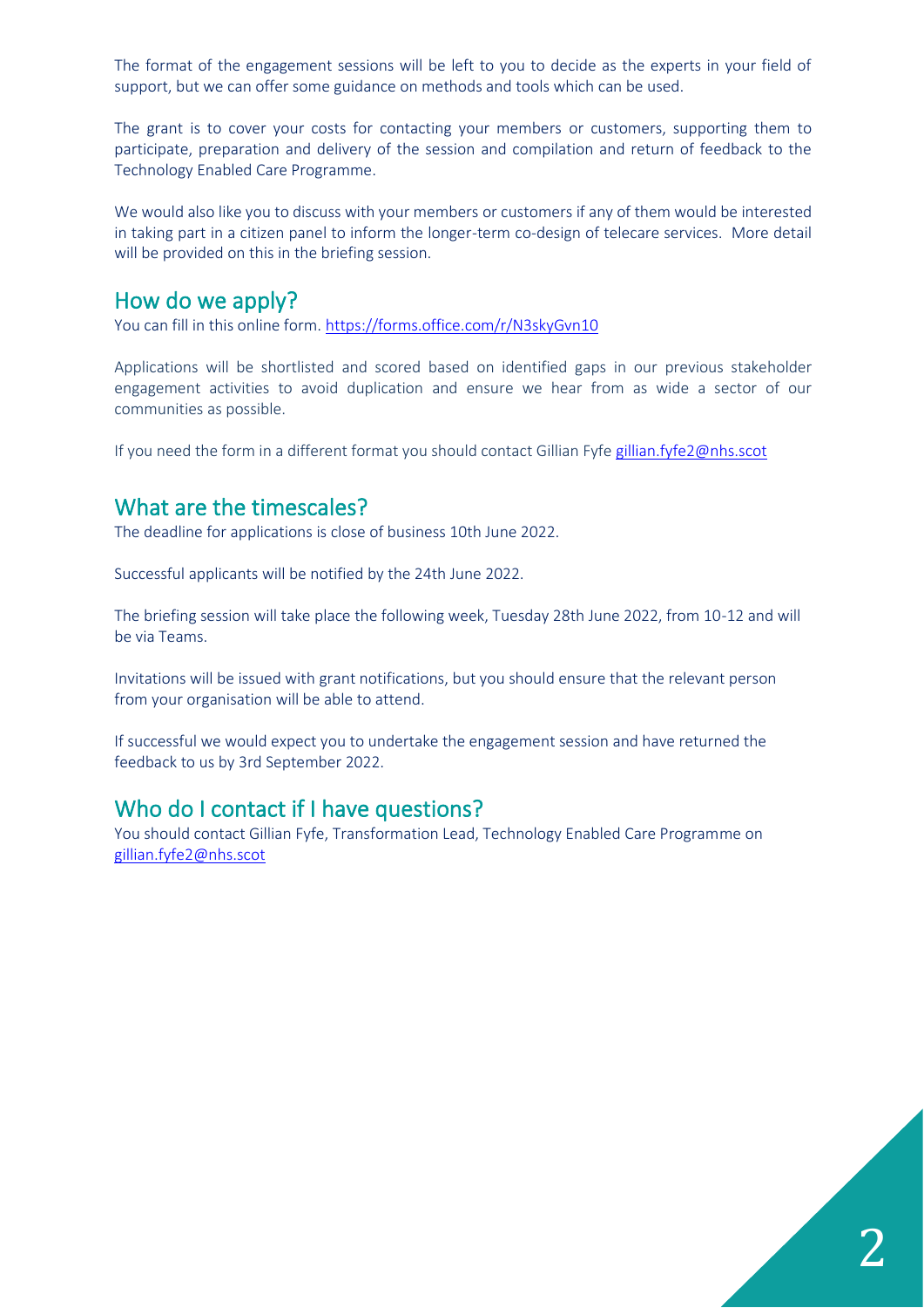The format of the engagement sessions will be left to you to decide as the experts in your field of support, but we can offer some guidance on methods and tools which can be used.

The grant is to cover your costs for contacting your members or customers, supporting them to participate, preparation and delivery of the session and compilation and return of feedback to the Technology Enabled Care Programme.

We would also like you to discuss with your members or customers if any of them would be interested in taking part in a citizen panel to inform the longer-term co-design of telecare services. More detail will be provided on this in the briefing session.

## How do we apply?

You can fill in this online form. [https://forms.office.com/r/N3skyGvn10](https://forms.office.com/r/N3skyGvn10)

Applications will be shortlisted and scored based on identified gaps in our previous stakeholder engagement activities to avoid duplication and ensure we hear from as wide a sector of our communities as possible.

If you need the form in a different format you should contact Gillian Fyfe [gillian.fyfe2@nhs.scot](mailto:gillian.fyfe2@nhs.scot)

## What are the timescales?

The deadline for applications is close of business 10th June 2022.

Successful applicants will be notified by the 24th June 2022.

The briefing session will take place the following week, Tuesday 28th June 2022, from 10-12 and will be via Teams.

Invitations will be issued with grant notifications, but you should ensure that the relevant person from your organisation will be able to attend.

If successful we would expect you to undertake the engagement session and have returned the feedback to us by 3rd September 2022.

## Who do I contact if I have questions?

You should contact Gillian Fyfe, Transformation Lead, Technology Enabled Care Programme on [gillian.fyfe2@nhs.scot](mailto:gillian.fyfe2@nhs.scot)